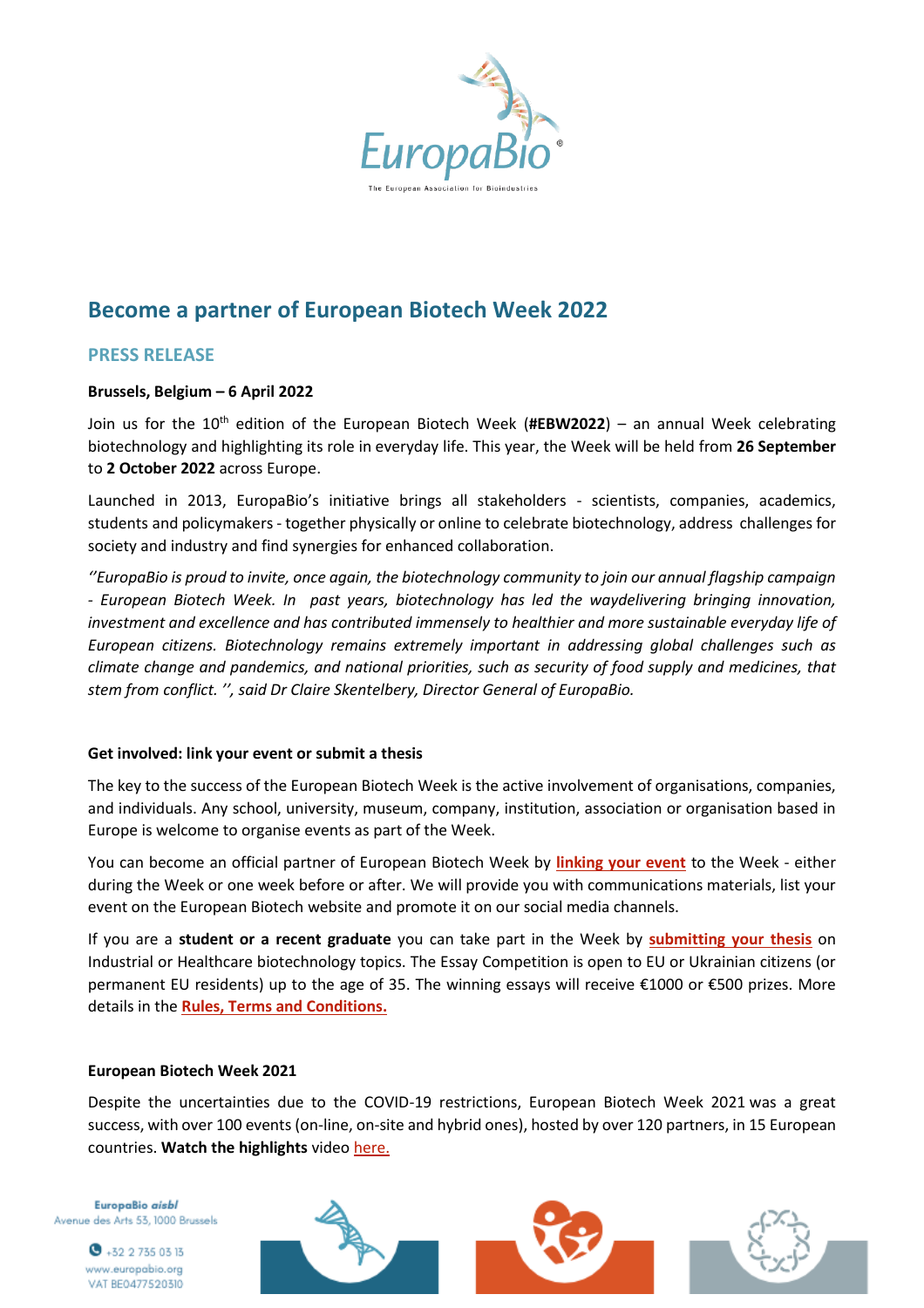# Become a partner of European Biotech Week 2022

## PRESS RELEASE

**Brussels, Belgium – 6 April 2022**

Join us for the 10th edition of the European Biotech Week (**#EBW2022**) – an annual Week celebrating biotechnology and highlighting its role in everyday life. This year, the Week will be held from **26 September** to **2 October 2022** across Europe.

Launched in 2013, EuropaBio's initiative brings all stakeholders - scientists, companies, academics, students and policymakers - together physically or online to celebrate biotechnology, address challenges for society and industry and find synergies for enhanced collaboration.

*''EuropaBio is proud to invite, once again, the biotechnology community to join our annual flagship campaign - European Biotech Week. In past years, biotechnology has led the waydelivering bringing innovation, investment and excellence and has contributed immensely to healthier and more sustainable everyday life of European citizens. Biotechnology remains extremely important in addressing global challenges such as climate change and pandemics, and national priorities, such as security of food supply and medicines, that stem from conflict. '', said Dr Claire Skentelbery, Director General of EuropaBio.*

**Get involved: link your event or submit a thesis**

The key to the success of the European Biotech Week is the active involvement of organisations, companies, and individuals. Any school, university, museum, company, institution, association or organisation based in Europe is welcome to organise events as part of the Week.

You can become an official partner of European Biotech Week by **linking your event** to the Week - either during the Week or one week before or after. We will provide you with communications materials, list your event on the European Biotech website and promote it on our social media channels.

If you are a **student or a recent graduate** you can take part in the Week by **submitting your thesis** on Industrial or Healthcare biotechnology topics. The Essay Competition is open to EU or Ukrainian citizens (or permanent EU residents) up to the age of 35. The winning essays will receive €1000 or €500 prizes. More details in the **Rules, Terms and Conditions.**

**European Biotech Week 2021**

Despite the uncertainties due to the COVID-19 restrictions, European Biotech Week 2021 was a great success, with over 100 events (on-line, on-site and hybrid ones), hosted by over 120 partners, in 15 European countries. **Watch the highlights** video here.

EuropaBio aisbl
Avenue des Arts 53, 1000 Brussels
+32 2 735 03 13
www.europabio.org
VAT BE0477520310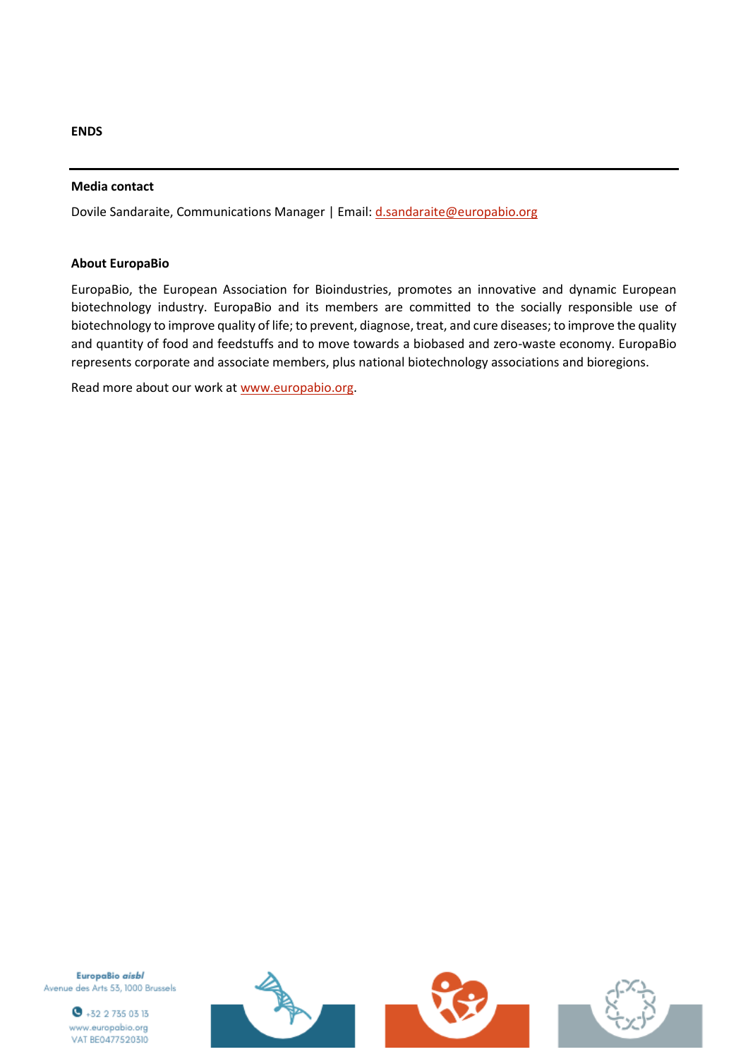**ENDS**

---

**Media contact**

Dovile Sandaraite, Communications Manager | Email: d.sandaraite@europabio.org

**About EuropaBio**

EuropaBio, the European Association for Bioindustries, promotes an innovative and dynamic European biotechnology industry. EuropaBio and its members are committed to the socially responsible use of biotechnology to improve quality of life; to prevent, diagnose, treat, and cure diseases; to improve the quality and quantity of food and feedstuffs and to move towards a biobased and zero-waste economy. EuropaBio represents corporate and associate members, plus national biotechnology associations and bioregions.

Read more about our work at www.europabio.org.